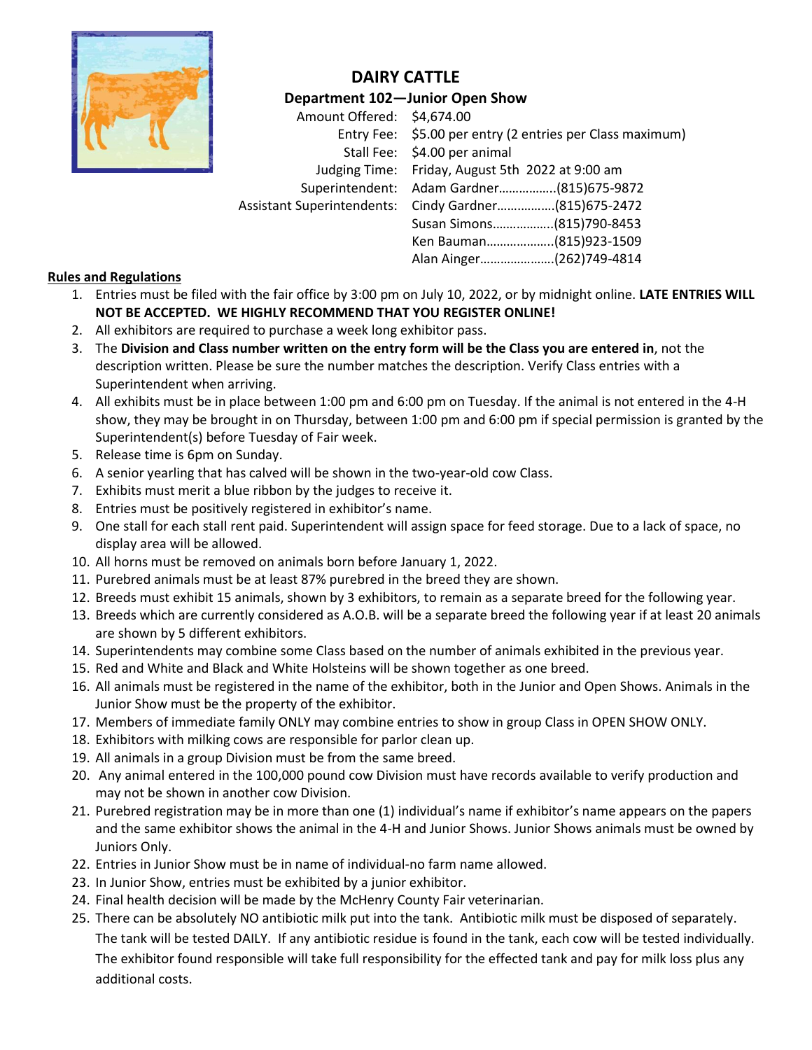# DAIRY CATTLE

## Department 102—Junior Open Show

| | |
|---|---|
| Amount Offered: | $4,674.00 |
| Entry Fee: | $5.00 per entry (2 entries per Class maximum) |
| Stall Fee: | $4.00 per animal |
| Judging Time: | Friday, August 5th 2022 at 9:00 am |
| Superintendent: | Adam Gardner……………..(815)675-9872 |
| Assistant Superintendents: | Cindy Gardner……………..(815)675-2472 |
| | Susan Simons……………..(815)790-8453 |
| | Ken Bauman………………..(815)923-1509 |
| | Alan Ainger…………………(262)749-4814 |

**Rules and Regulations**

1. Entries must be filed with the fair office by 3:00 pm on July 10, 2022, or by midnight online. **LATE ENTRIES WILL NOT BE ACCEPTED. WE HIGHLY RECOMMEND THAT YOU REGISTER ONLINE!**
2. All exhibitors are required to purchase a week long exhibitor pass.
3. The **Division and Class number written on the entry form will be the Class you are entered in**, not the description written. Please be sure the number matches the description. Verify Class entries with a Superintendent when arriving.
4. All exhibits must be in place between 1:00 pm and 6:00 pm on Tuesday. If the animal is not entered in the 4-H show, they may be brought in on Thursday, between 1:00 pm and 6:00 pm if special permission is granted by the Superintendent(s) before Tuesday of Fair week.
5. Release time is 6pm on Sunday.
6. A senior yearling that has calved will be shown in the two-year-old cow Class.
7. Exhibits must merit a blue ribbon by the judges to receive it.
8. Entries must be positively registered in exhibitor's name.
9. One stall for each stall rent paid. Superintendent will assign space for feed storage. Due to a lack of space, no display area will be allowed.
10. All horns must be removed on animals born before January 1, 2022.
11. Purebred animals must be at least 87% purebred in the breed they are shown.
12. Breeds must exhibit 15 animals, shown by 3 exhibitors, to remain as a separate breed for the following year.
13. Breeds which are currently considered as A.O.B. will be a separate breed the following year if at least 20 animals are shown by 5 different exhibitors.
14. Superintendents may combine some Class based on the number of animals exhibited in the previous year.
15. Red and White and Black and White Holsteins will be shown together as one breed.
16. All animals must be registered in the name of the exhibitor, both in the Junior and Open Shows. Animals in the Junior Show must be the property of the exhibitor.
17. Members of immediate family ONLY may combine entries to show in group Class in OPEN SHOW ONLY.
18. Exhibitors with milking cows are responsible for parlor clean up.
19. All animals in a group Division must be from the same breed.
20. Any animal entered in the 100,000 pound cow Division must have records available to verify production and may not be shown in another cow Division.
21. Purebred registration may be in more than one (1) individual's name if exhibitor's name appears on the papers and the same exhibitor shows the animal in the 4-H and Junior Shows. Junior Shows animals must be owned by Juniors Only.
22. Entries in Junior Show must be in name of individual-no farm name allowed.
23. In Junior Show, entries must be exhibited by a junior exhibitor.
24. Final health decision will be made by the McHenry County Fair veterinarian.
25. There can be absolutely NO antibiotic milk put into the tank. Antibiotic milk must be disposed of separately. The tank will be tested DAILY. If any antibiotic residue is found in the tank, each cow will be tested individually. The exhibitor found responsible will take full responsibility for the effected tank and pay for milk loss plus any additional costs.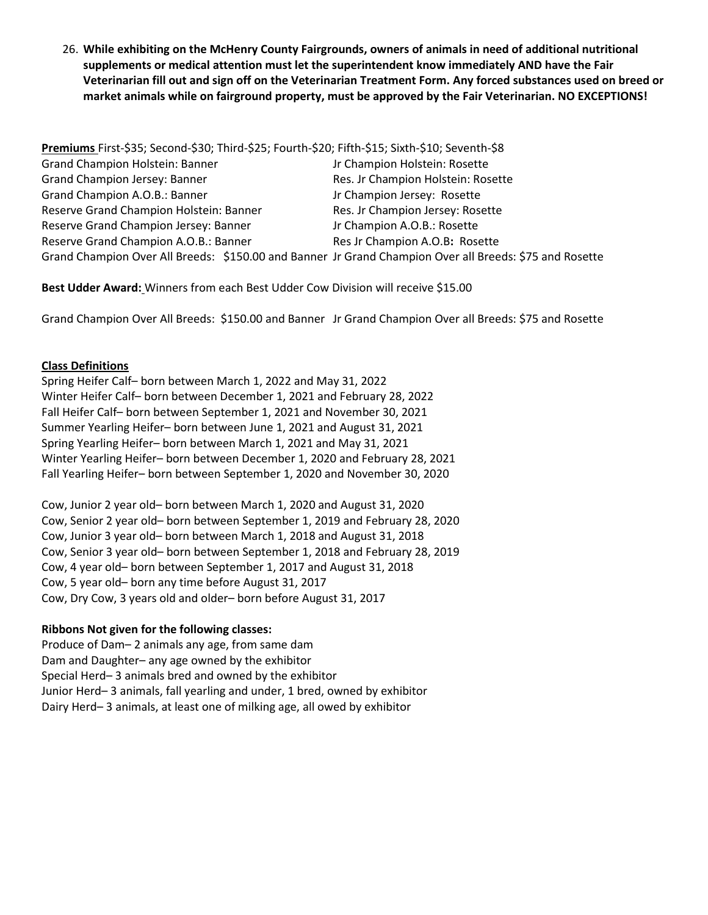26. **While exhibiting on the McHenry County Fairgrounds, owners of animals in need of additional nutritional supplements or medical attention must let the superintendent know immediately AND have the Fair Veterinarian fill out and sign off on the Veterinarian Treatment Form. Any forced substances used on breed or market animals while on fairground property, must be approved by the Fair Veterinarian. NO EXCEPTIONS!**

**Premiums** First-$35; Second-$30; Third-$25; Fourth-$20; Fifth-$15; Sixth-$10; Seventh-$8

| | |
|---|---|
| Grand Champion Holstein: Banner | Jr Champion Holstein: Rosette |
| Grand Champion Jersey: Banner | Res. Jr Champion Holstein: Rosette |
| Grand Champion A.O.B.: Banner | Jr Champion Jersey: Rosette |
| Reserve Grand Champion Holstein: Banner | Res. Jr Champion Jersey: Rosette |
| Reserve Grand Champion Jersey: Banner | Jr Champion A.O.B.: Rosette |
| Reserve Grand Champion A.O.B.: Banner | Res Jr Champion A.O.B**:** Rosette |
| Grand Champion Over All Breeds: $150.00 and Banner | Jr Grand Champion Over all Breeds: $75 and Rosette |

**Best Udder Award:** Winners from each Best Udder Cow Division will receive $15.00

Grand Champion Over All Breeds: $150.00 and Banner Jr Grand Champion Over all Breeds: $75 and Rosette

**Class Definitions**

Spring Heifer Calf– born between March 1, 2022 and May 31, 2022
Winter Heifer Calf– born between December 1, 2021 and February 28, 2022
Fall Heifer Calf– born between September 1, 2021 and November 30, 2021
Summer Yearling Heifer– born between June 1, 2021 and August 31, 2021
Spring Yearling Heifer– born between March 1, 2021 and May 31, 2021
Winter Yearling Heifer– born between December 1, 2020 and February 28, 2021
Fall Yearling Heifer– born between September 1, 2020 and November 30, 2020

Cow, Junior 2 year old– born between March 1, 2020 and August 31, 2020
Cow, Senior 2 year old– born between September 1, 2019 and February 28, 2020
Cow, Junior 3 year old– born between March 1, 2018 and August 31, 2018
Cow, Senior 3 year old– born between September 1, 2018 and February 28, 2019
Cow, 4 year old– born between September 1, 2017 and August 31, 2018
Cow, 5 year old– born any time before August 31, 2017
Cow, Dry Cow, 3 years old and older– born before August 31, 2017

**Ribbons Not given for the following classes:**

Produce of Dam– 2 animals any age, from same dam
Dam and Daughter– any age owned by the exhibitor
Special Herd– 3 animals bred and owned by the exhibitor
Junior Herd– 3 animals, fall yearling and under, 1 bred, owned by exhibitor
Dairy Herd– 3 animals, at least one of milking age, all owed by exhibitor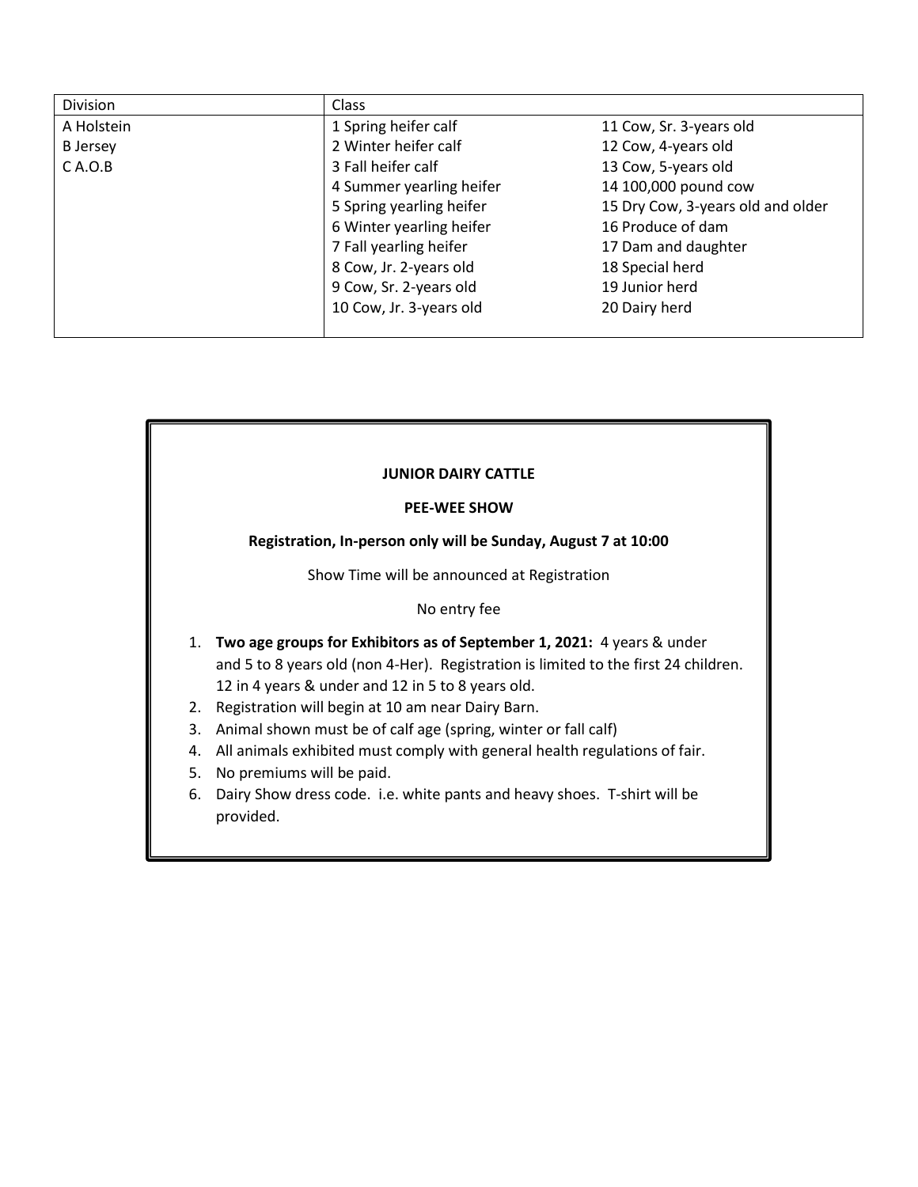| Division | Class | |
|---|---|---|
| A Holstein | 1 Spring heifer calf | 11 Cow, Sr. 3-years old |
| B Jersey | 2 Winter heifer calf | 12 Cow, 4-years old |
| C A.O.B | 3 Fall heifer calf | 13 Cow, 5-years old |
| | 4 Summer yearling heifer | 14 100,000 pound cow |
| | 5 Spring yearling heifer | 15 Dry Cow, 3-years old and older |
| | 6 Winter yearling heifer | 16 Produce of dam |
| | 7 Fall yearling heifer | 17 Dam and daughter |
| | 8 Cow, Jr. 2-years old | 18 Special herd |
| | 9 Cow, Sr. 2-years old | 19 Junior herd |
| | 10 Cow, Jr. 3-years old | 20 Dairy herd |

**JUNIOR DAIRY CATTLE**

**PEE-WEE SHOW**

**Registration, In-person only will be Sunday, August 7 at 10:00**

Show Time will be announced at Registration

No entry fee

1. **Two age groups for Exhibitors as of September 1, 2021:** 4 years & under and 5 to 8 years old (non 4-Her). Registration is limited to the first 24 children. 12 in 4 years & under and 12 in 5 to 8 years old.
2. Registration will begin at 10 am near Dairy Barn.
3. Animal shown must be of calf age (spring, winter or fall calf)
4. All animals exhibited must comply with general health regulations of fair.
5. No premiums will be paid.
6. Dairy Show dress code. i.e. white pants and heavy shoes. T-shirt will be provided.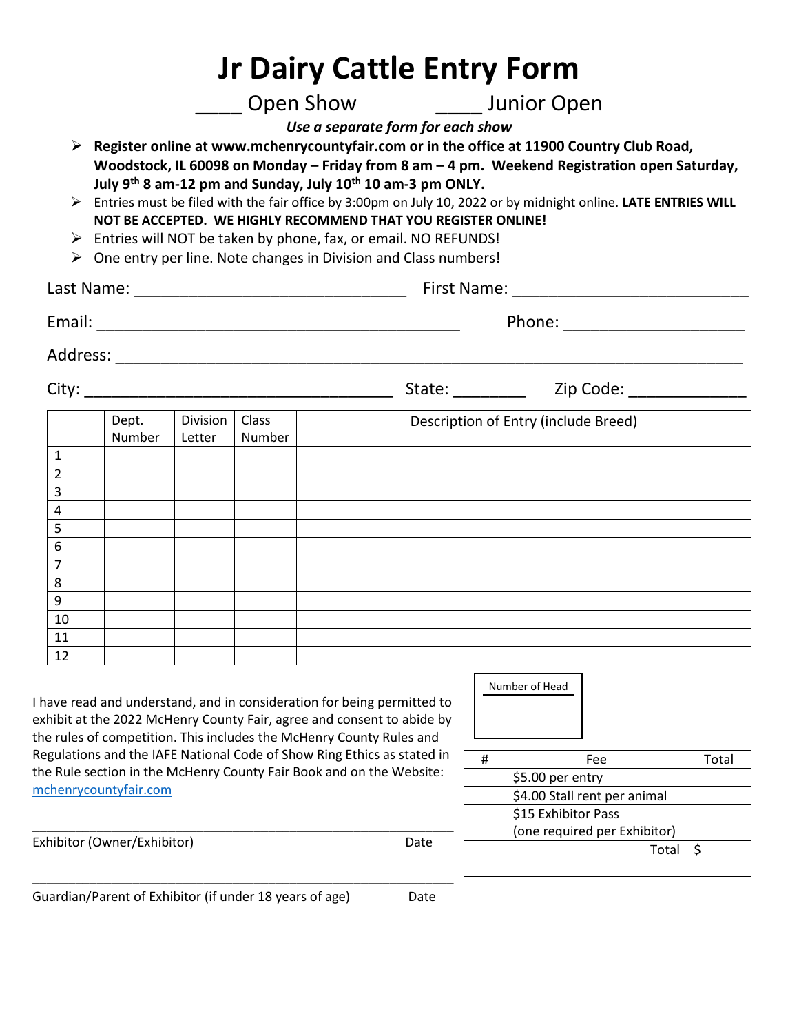# Jr Dairy Cattle Entry Form

____ Open Show ____ Junior Open

*Use a separate form for each show*

- **Register online at www.mchenrycountyfair.com or in the office at 11900 Country Club Road, Woodstock, IL 60098 on Monday – Friday from 8 am – 4 pm. Weekend Registration open Saturday, July 9th 8 am-12 pm and Sunday, July 10th 10 am-3 pm ONLY.**
- Entries must be filed with the fair office by 3:00pm on July 10, 2022 or by midnight online. **LATE ENTRIES WILL NOT BE ACCEPTED. WE HIGHLY RECOMMEND THAT YOU REGISTER ONLINE!**
- Entries will NOT be taken by phone, fax, or email. NO REFUNDS!
- One entry per line. Note changes in Division and Class numbers!

Last Name: ______________________________ First Name: __________________________

Email: ________________________________________ Phone: ____________________

Address: ________________________________________________________________________

City: __________________________________ State: ________ Zip Code: _____________

| | Dept. Number | Division Letter | Class Number | Description of Entry (include Breed) |
|---|---|---|---|---|
| 1 | | | | |
| 2 | | | | |
| 3 | | | | |
| 4 | | | | |
| 5 | | | | |
| 6 | | | | |
| 7 | | | | |
| 8 | | | | |
| 9 | | | | |
| 10 | | | | |
| 11 | | | | |
| 12 | | | | |

Number of Head

I have read and understand, and in consideration for being permitted to exhibit at the 2022 McHenry County Fair, agree and consent to abide by the rules of competition. This includes the McHenry County Rules and Regulations and the IAFE National Code of Show Ring Ethics as stated in the Rule section in the McHenry County Fair Book and on the Website: mchenrycountyfair.com

| # | Fee | Total |
|---|---|---|
| | $5.00 per entry | |
| | $4.00 Stall rent per animal | |
| | $15 Exhibitor Pass (one required per Exhibitor) | |
| | Total | $ |

______________________________________________________

Exhibitor (Owner/Exhibitor) Date

______________________________________________________

Guardian/Parent of Exhibitor (if under 18 years of age) Date